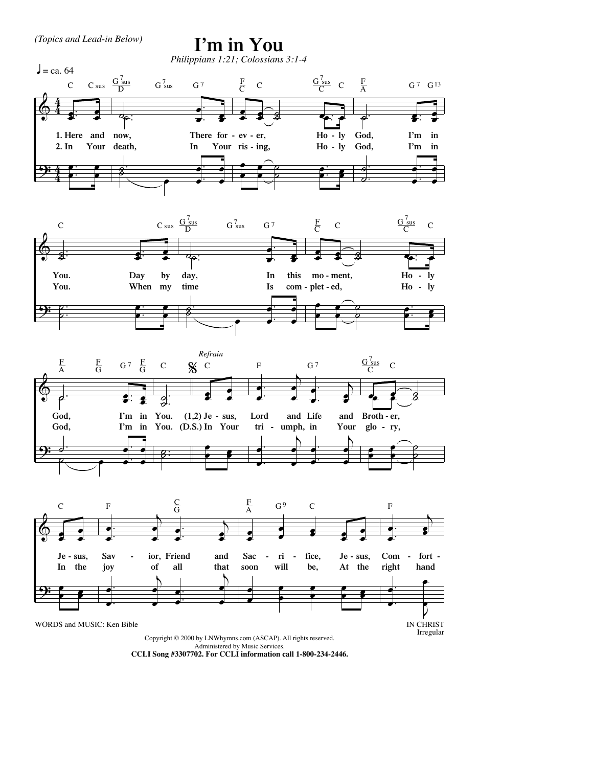*(Topics and Lead-in Below)*

# I'm in You

*Philippians 1:21; Colossians 3:1-4*

♩ = ca. 64

1. Here and now, There for - ev - er, Ho - ly God, I'm in You. Day by day, In this mo - ment, Ho - ly God, I'm in You.

2. In Your death, In Your ris - ing, Ho - ly God, I'm in You. When my time Is com - plet - ed, Ho - ly God, I'm in You.

*Refrain*

(1,2) Je - sus, Lord and Life and Broth - er, Je - sus, Sav - ior, Friend and Sac - ri - fice, Je - sus, Com - fort -

(D.S.) In Your tri - umph, in Your glo - ry, In the joy of all that soon will be, At the right hand

WORDS and MUSIC: Ken Bible

IN CHRIST
Irregular

Copyright © 2000 by LNWhymns.com (ASCAP). All rights reserved.
Administered by Music Services.
**CCLI Song #3307702. For CCLI information call 1-800-234-2446.**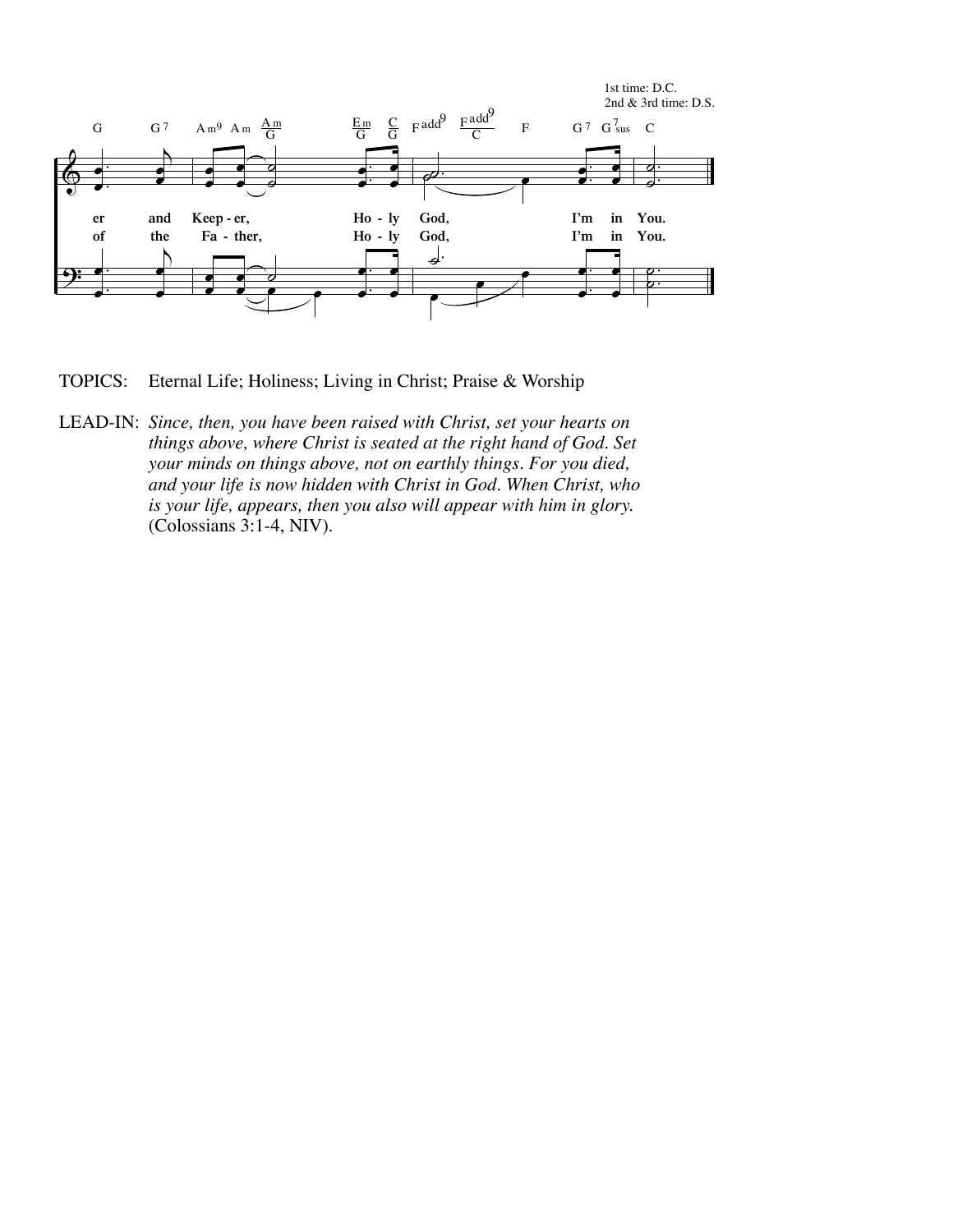1st time: D.C.
2nd & 3rd time: D.S.

er and Keep - er, Ho - ly God, I'm in You.
of the Fa - ther, Ho - ly God, I'm in You.

TOPICS: Eternal Life; Holiness; Living in Christ; Praise & Worship

LEAD-IN: *Since, then, you have been raised with Christ, set your hearts on things above, where Christ is seated at the right hand of God. Set your minds on things above, not on earthly things. For you died, and your life is now hidden with Christ in God. When Christ, who is your life, appears, then you also will appear with him in glory.* (Colossians 3:1-4, NIV).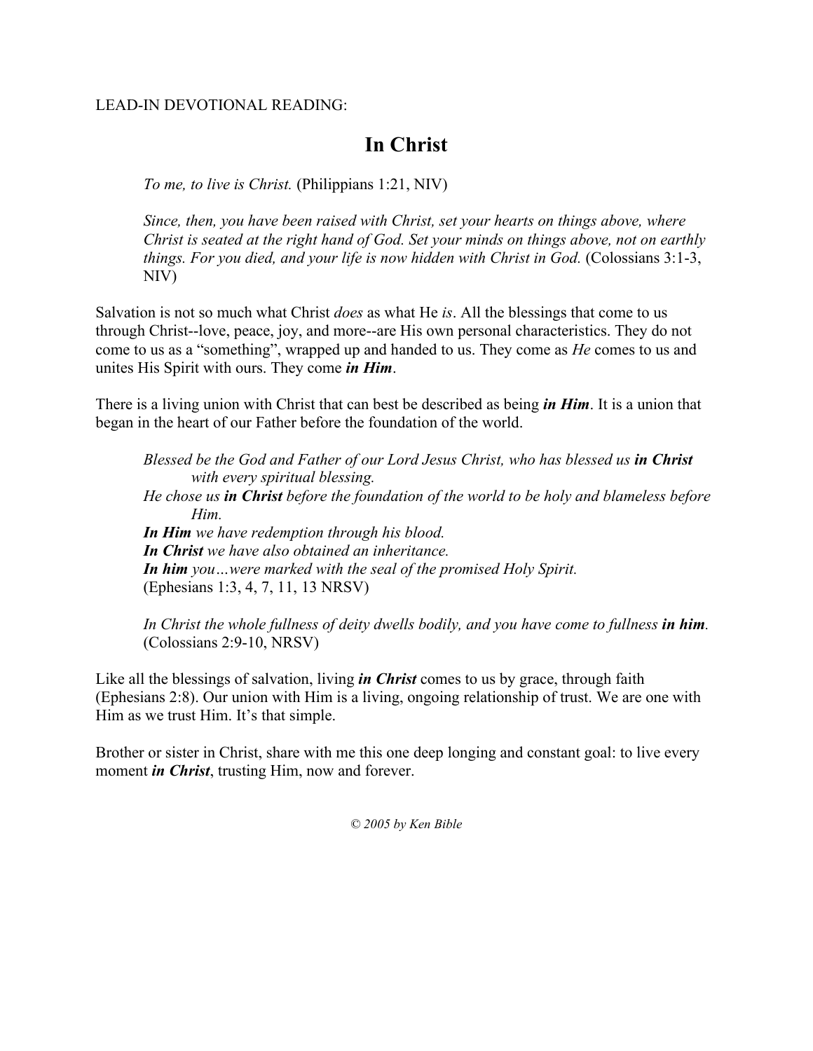LEAD-IN DEVOTIONAL READING:

# In Christ

> *To me, to live is Christ.* (Philippians 1:21, NIV)
>
> *Since, then, you have been raised with Christ, set your hearts on things above, where Christ is seated at the right hand of God. Set your minds on things above, not on earthly things. For you died, and your life is now hidden with Christ in God.* (Colossians 3:1-3, NIV)

Salvation is not so much what Christ *does* as what He *is*. All the blessings that come to us through Christ--love, peace, joy, and more--are His own personal characteristics. They do not come to us as a "something", wrapped up and handed to us. They come as *He* comes to us and unites His Spirit with ours. They come ***in Him***.

There is a living union with Christ that can best be described as being ***in Him***. It is a union that began in the heart of our Father before the foundation of the world.

> *Blessed be the God and Father of our Lord Jesus Christ, who has blessed us* ***in Christ*** *with every spiritual blessing.*
> *He chose us* ***in Christ*** *before the foundation of the world to be holy and blameless before Him.*
> ***In Him*** *we have redemption through his blood.*
> ***In Christ*** *we have also obtained an inheritance.*
> ***In him*** *you…were marked with the seal of the promised Holy Spirit.*
> (Ephesians 1:3, 4, 7, 11, 13 NRSV)
>
> *In Christ the whole fullness of deity dwells bodily, and you have come to fullness* ***in him****.* (Colossians 2:9-10, NRSV)

Like all the blessings of salvation, living ***in Christ*** comes to us by grace, through faith (Ephesians 2:8). Our union with Him is a living, ongoing relationship of trust. We are one with Him as we trust Him. It's that simple.

Brother or sister in Christ, share with me this one deep longing and constant goal: to live every moment ***in Christ***, trusting Him, now and forever.

*© 2005 by Ken Bible*